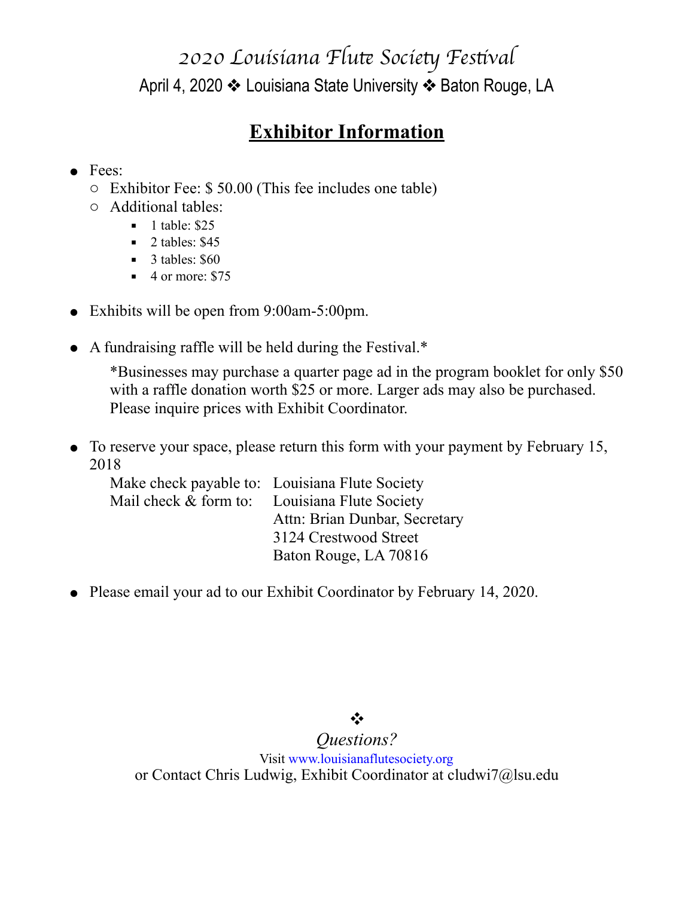# 2020 Louisiana Flute Society Festival

April 4, 2020 ❖ Louisiana State University ❖ Baton Rouge, LA

## **Exhibitor Information**

- Fees:
  - Exhibitor Fee: $ 50.00 (This fee includes one table)
  - Additional tables:
    - 1 table: $25
    - 2 tables: $45
    - 3 tables: $60
    - 4 or more: $75

- Exhibits will be open from 9:00am-5:00pm.

- A fundraising raffle will be held during the Festival.*

  *Businesses may purchase a quarter page ad in the program booklet for only $50 with a raffle donation worth $25 or more. Larger ads may also be purchased. Please inquire prices with Exhibit Coordinator.

- To reserve your space, please return this form with your payment by February 15, 2018

  Make check payable to: Louisiana Flute Society
  Mail check & form to: Louisiana Flute Society
  Attn: Brian Dunbar, Secretary
  3124 Crestwood Street
  Baton Rouge, LA 70816

- Please email your ad to our Exhibit Coordinator by February 14, 2020.

❖

*Questions?*

Visit www.louisianaflutesociety.org
or Contact Chris Ludwig, Exhibit Coordinator at cludwi7@lsu.edu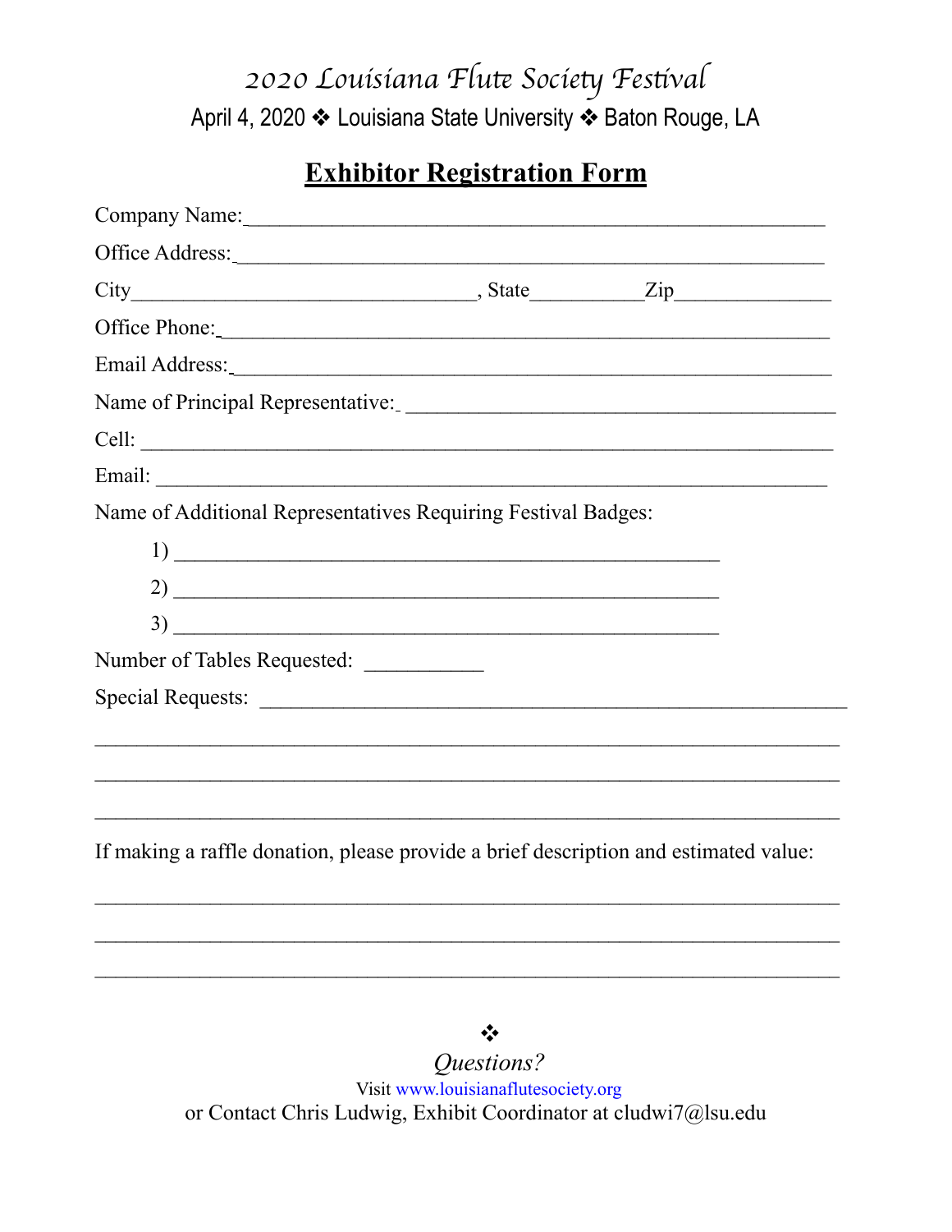2020 Louisiana Flute Society Festival

April 4, 2020 ❖ Louisiana State University ❖ Baton Rouge, LA

# Exhibitor Registration Form

Company Name:\_\_\_\_\_\_\_\_\_\_\_\_\_\_\_\_\_\_\_\_\_\_\_\_\_\_\_\_\_\_\_\_\_\_\_\_\_\_\_\_\_\_\_\_\_\_\_\_\_\_\_

Office Address:\_\_\_\_\_\_\_\_\_\_\_\_\_\_\_\_\_\_\_\_\_\_\_\_\_\_\_\_\_\_\_\_\_\_\_\_\_\_\_\_\_\_\_\_\_\_\_\_\_\_\_

City\_\_\_\_\_\_\_\_\_\_\_\_\_\_\_\_\_\_\_\_\_\_\_\_\_\_\_\_\_\_\_, State\_\_\_\_\_\_\_\_\_\_Zip\_\_\_\_\_\_\_\_\_\_\_\_\_\_

Office Phone:\_\_\_\_\_\_\_\_\_\_\_\_\_\_\_\_\_\_\_\_\_\_\_\_\_\_\_\_\_\_\_\_\_\_\_\_\_\_\_\_\_\_\_\_\_\_\_\_\_\_\_\_\_

Email Address:\_\_\_\_\_\_\_\_\_\_\_\_\_\_\_\_\_\_\_\_\_\_\_\_\_\_\_\_\_\_\_\_\_\_\_\_\_\_\_\_\_\_\_\_\_\_\_\_\_\_\_\_

Name of Principal Representative:\_\_\_\_\_\_\_\_\_\_\_\_\_\_\_\_\_\_\_\_\_\_\_\_\_\_\_\_\_\_\_\_\_\_\_\_\_\_\_

Cell: \_\_\_\_\_\_\_\_\_\_\_\_\_\_\_\_\_\_\_\_\_\_\_\_\_\_\_\_\_\_\_\_\_\_\_\_\_\_\_\_\_\_\_\_\_\_\_\_\_\_\_\_\_\_\_\_\_\_\_\_\_\_

Email: \_\_\_\_\_\_\_\_\_\_\_\_\_\_\_\_\_\_\_\_\_\_\_\_\_\_\_\_\_\_\_\_\_\_\_\_\_\_\_\_\_\_\_\_\_\_\_\_\_\_\_\_\_\_\_\_\_\_\_

Name of Additional Representatives Requiring Festival Badges:

1) \_\_\_\_\_\_\_\_\_\_\_\_\_\_\_\_\_\_\_\_\_\_\_\_\_\_\_\_\_\_\_\_\_\_\_\_\_\_\_\_\_\_\_\_\_\_\_\_\_\_

2) \_\_\_\_\_\_\_\_\_\_\_\_\_\_\_\_\_\_\_\_\_\_\_\_\_\_\_\_\_\_\_\_\_\_\_\_\_\_\_\_\_\_\_\_\_\_\_\_\_\_

3) \_\_\_\_\_\_\_\_\_\_\_\_\_\_\_\_\_\_\_\_\_\_\_\_\_\_\_\_\_\_\_\_\_\_\_\_\_\_\_\_\_\_\_\_\_\_\_\_\_\_

Number of Tables Requested: \_\_\_\_\_\_\_\_\_\_\_

Special Requests: \_\_\_\_\_\_\_\_\_\_\_\_\_\_\_\_\_\_\_\_\_\_\_\_\_\_\_\_\_\_\_\_\_\_\_\_\_\_\_\_\_\_\_\_\_\_\_\_\_\_\_\_\_

\_\_\_\_\_\_\_\_\_\_\_\_\_\_\_\_\_\_\_\_\_\_\_\_\_\_\_\_\_\_\_\_\_\_\_\_\_\_\_\_\_\_\_\_\_\_\_\_\_\_\_\_\_\_\_\_\_\_\_\_\_\_\_\_\_\_\_

\_\_\_\_\_\_\_\_\_\_\_\_\_\_\_\_\_\_\_\_\_\_\_\_\_\_\_\_\_\_\_\_\_\_\_\_\_\_\_\_\_\_\_\_\_\_\_\_\_\_\_\_\_\_\_\_\_\_\_\_\_\_\_\_\_\_\_

\_\_\_\_\_\_\_\_\_\_\_\_\_\_\_\_\_\_\_\_\_\_\_\_\_\_\_\_\_\_\_\_\_\_\_\_\_\_\_\_\_\_\_\_\_\_\_\_\_\_\_\_\_\_\_\_\_\_\_\_\_\_\_\_\_\_\_

If making a raffle donation, please provide a brief description and estimated value:

\_\_\_\_\_\_\_\_\_\_\_\_\_\_\_\_\_\_\_\_\_\_\_\_\_\_\_\_\_\_\_\_\_\_\_\_\_\_\_\_\_\_\_\_\_\_\_\_\_\_\_\_\_\_\_\_\_\_\_\_\_\_\_\_\_\_\_

\_\_\_\_\_\_\_\_\_\_\_\_\_\_\_\_\_\_\_\_\_\_\_\_\_\_\_\_\_\_\_\_\_\_\_\_\_\_\_\_\_\_\_\_\_\_\_\_\_\_\_\_\_\_\_\_\_\_\_\_\_\_\_\_\_\_\_

\_\_\_\_\_\_\_\_\_\_\_\_\_\_\_\_\_\_\_\_\_\_\_\_\_\_\_\_\_\_\_\_\_\_\_\_\_\_\_\_\_\_\_\_\_\_\_\_\_\_\_\_\_\_\_\_\_\_\_\_\_\_\_\_\_\_\_

❖

*Questions?*

Visit www.louisianaflutesociety.org

or Contact Chris Ludwig, Exhibit Coordinator at cludwi7@lsu.edu